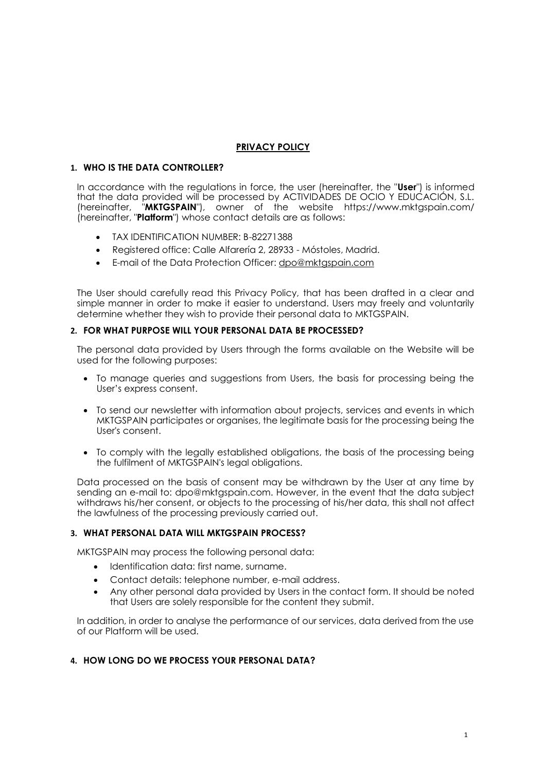# PRIVACY POLICY

## 1. WHO IS THE DATA CONTROLLER?

In accordance with the regulations in force, the user (hereinafter, the "**User**") is informed that the data provided will be processed by ACTIVIDADES DE OCIO Y EDUCACIÓN, S.L. (hereinafter, "**MKTGSPAIN**"), owner of the website https://www.mktgspain.com/ (hereinafter, "**Platform**") whose contact details are as follows:

- TAX IDENTIFICATION NUMBER: B-82271388
- Registered office: Calle Alfarería 2, 28933 - Móstoles, Madrid.
- E-mail of the Data Protection Officer: dpo@mktgspain.com

The User should carefully read this Privacy Policy, that has been drafted in a clear and simple manner in order to make it easier to understand. Users may freely and voluntarily determine whether they wish to provide their personal data to MKTGSPAIN.

## 2. FOR WHAT PURPOSE WILL YOUR PERSONAL DATA BE PROCESSED?

The personal data provided by Users through the forms available on the Website will be used for the following purposes:

- To manage queries and suggestions from Users, the basis for processing being the User's express consent.
- To send our newsletter with information about projects, services and events in which MKTGSPAIN participates or organises, the legitimate basis for the processing being the User's consent.
- To comply with the legally established obligations, the basis of the processing being the fulfilment of MKTGSPAIN's legal obligations.

Data processed on the basis of consent may be withdrawn by the User at any time by sending an e-mail to: dpo@mktgspain.com. However, in the event that the data subject withdraws his/her consent, or objects to the processing of his/her data, this shall not affect the lawfulness of the processing previously carried out.

## 3. WHAT PERSONAL DATA WILL MKTGSPAIN PROCESS?

MKTGSPAIN may process the following personal data:

- Identification data: first name, surname.
- Contact details: telephone number, e-mail address.
- Any other personal data provided by Users in the contact form. It should be noted that Users are solely responsible for the content they submit.

In addition, in order to analyse the performance of our services, data derived from the use of our Platform will be used.

## 4. HOW LONG DO WE PROCESS YOUR PERSONAL DATA?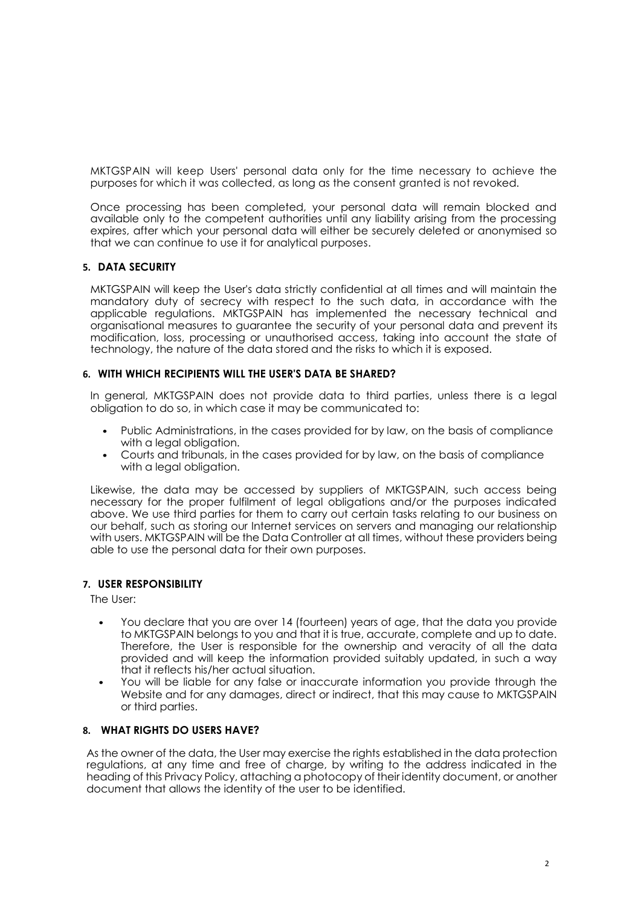MKTGSPAIN will keep Users' personal data only for the time necessary to achieve the purposes for which it was collected, as long as the consent granted is not revoked.

Once processing has been completed, your personal data will remain blocked and available only to the competent authorities until any liability arising from the processing expires, after which your personal data will either be securely deleted or anonymised so that we can continue to use it for analytical purposes.

## 5. DATA SECURITY

MKTGSPAIN will keep the User's data strictly confidential at all times and will maintain the mandatory duty of secrecy with respect to the such data, in accordance with the applicable regulations. MKTGSPAIN has implemented the necessary technical and organisational measures to guarantee the security of your personal data and prevent its modification, loss, processing or unauthorised access, taking into account the state of technology, the nature of the data stored and the risks to which it is exposed.

## 6. WITH WHICH RECIPIENTS WILL THE USER'S DATA BE SHARED?

In general, MKTGSPAIN does not provide data to third parties, unless there is a legal obligation to do so, in which case it may be communicated to:

- Public Administrations, in the cases provided for by law, on the basis of compliance with a legal obligation.
- Courts and tribunals, in the cases provided for by law, on the basis of compliance with a legal obligation.

Likewise, the data may be accessed by suppliers of MKTGSPAIN, such access being necessary for the proper fulfilment of legal obligations and/or the purposes indicated above. We use third parties for them to carry out certain tasks relating to our business on our behalf, such as storing our Internet services on servers and managing our relationship with users. MKTGSPAIN will be the Data Controller at all times, without these providers being able to use the personal data for their own purposes.

## 7. USER RESPONSIBILITY

The User:

- You declare that you are over 14 (fourteen) years of age, that the data you provide to MKTGSPAIN belongs to you and that it is true, accurate, complete and up to date. Therefore, the User is responsible for the ownership and veracity of all the data provided and will keep the information provided suitably updated, in such a way that it reflects his/her actual situation.
- You will be liable for any false or inaccurate information you provide through the Website and for any damages, direct or indirect, that this may cause to MKTGSPAIN or third parties.

## 8. WHAT RIGHTS DO USERS HAVE?

As the owner of the data, the User may exercise the rights established in the data protection regulations, at any time and free of charge, by writing to the address indicated in the heading of this Privacy Policy, attaching a photocopy of their identity document, or another document that allows the identity of the user to be identified.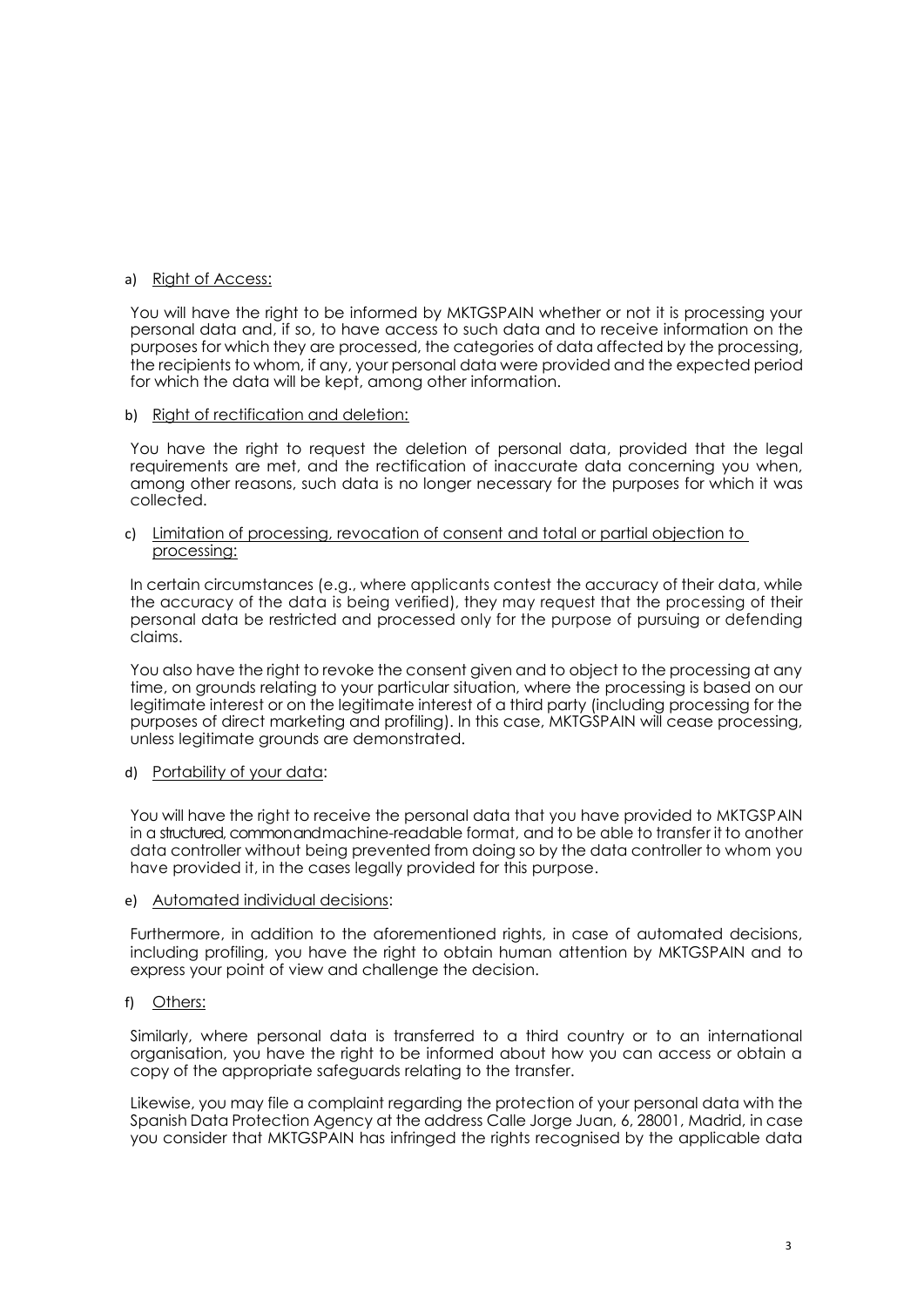a) <u>Right of Access:</u>

You will have the right to be informed by MKTGSPAIN whether or not it is processing your personal data and, if so, to have access to such data and to receive information on the purposes for which they are processed, the categories of data affected by the processing, the recipients to whom, if any, your personal data were provided and the expected period for which the data will be kept, among other information.

b) <u>Right of rectification and deletion:</u>

You have the right to request the deletion of personal data, provided that the legal requirements are met, and the rectification of inaccurate data concerning you when, among other reasons, such data is no longer necessary for the purposes for which it was collected.

c) <u>Limitation of processing, revocation of consent and total or partial objection to processing:</u>

In certain circumstances (e.g., where applicants contest the accuracy of their data, while the accuracy of the data is being verified), they may request that the processing of their personal data be restricted and processed only for the purpose of pursuing or defending claims.

You also have the right to revoke the consent given and to object to the processing at any time, on grounds relating to your particular situation, where the processing is based on our legitimate interest or on the legitimate interest of a third party (including processing for the purposes of direct marketing and profiling). In this case, MKTGSPAIN will cease processing, unless legitimate grounds are demonstrated.

d) <u>Portability of your data</u>:

You will have the right to receive the personal data that you have provided to MKTGSPAIN in a structured, common and machine-readable format, and to be able to transfer it to another data controller without being prevented from doing so by the data controller to whom you have provided it, in the cases legally provided for this purpose.

e) <u>Automated individual decisions</u>:

Furthermore, in addition to the aforementioned rights, in case of automated decisions, including profiling, you have the right to obtain human attention by MKTGSPAIN and to express your point of view and challenge the decision.

f) <u>Others:</u>

Similarly, where personal data is transferred to a third country or to an international organisation, you have the right to be informed about how you can access or obtain a copy of the appropriate safeguards relating to the transfer.

Likewise, you may file a complaint regarding the protection of your personal data with the Spanish Data Protection Agency at the address Calle Jorge Juan, 6, 28001, Madrid, in case you consider that MKTGSPAIN has infringed the rights recognised by the applicable data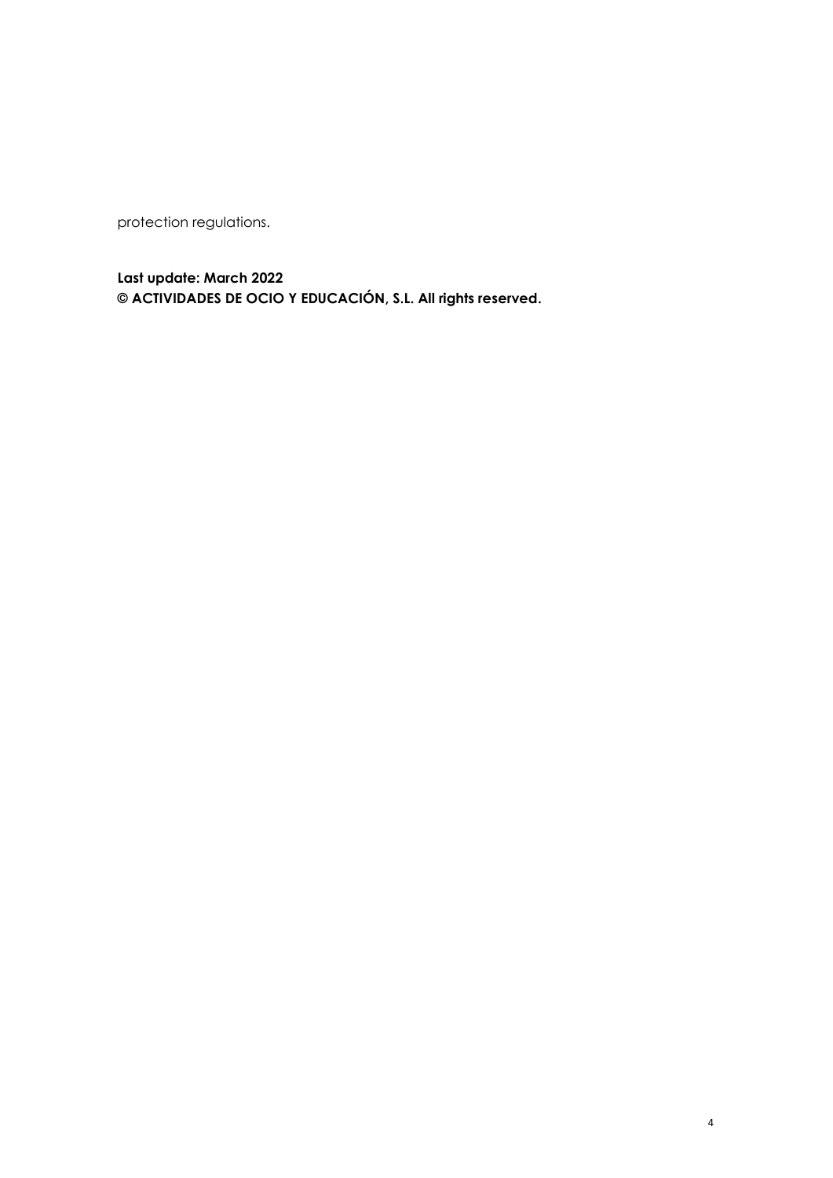protection regulations.

**Last update: March 2022**
**© ACTIVIDADES DE OCIO Y EDUCACIÓN, S.L. All rights reserved.**